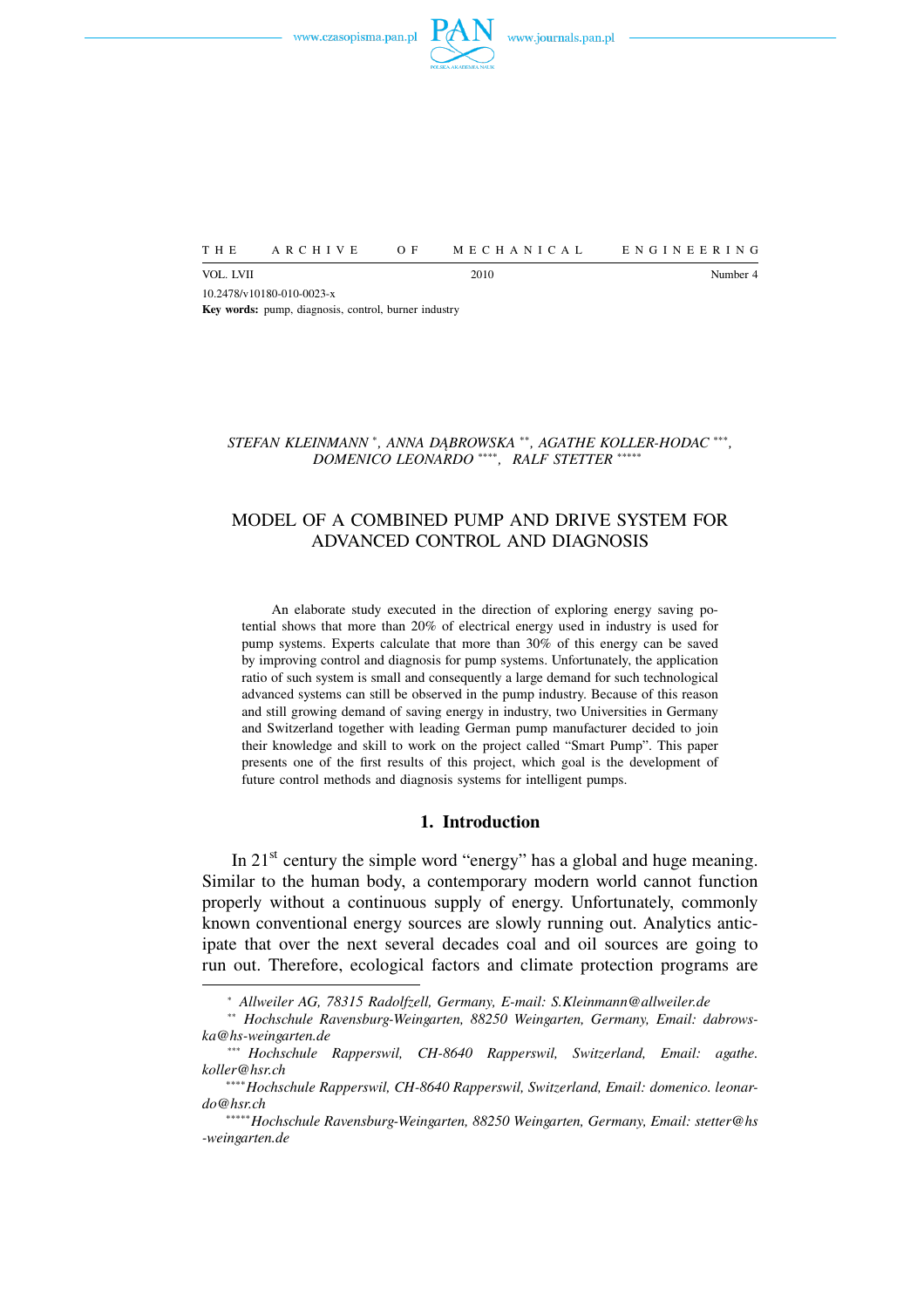THE ARCHIVE OF MECHANICAL ENGINEERING

VOL. LVII 2010 Number 4

10.2478/v10180-010-0023-x

**Key words:** pump, diagnosis, control, burner industry

*STEFAN KLEINMANN* [*], *ANNA DĄBROWSKA* [**], *AGATHE KOLLER-HODAC* [***], *DOMENICO LEONARDO* [****], *RALF STETTER* [*****]

# MODEL OF A COMBINED PUMP AND DRIVE SYSTEM FOR ADVANCED CONTROL AND DIAGNOSIS

An elaborate study executed in the direction of exploring energy saving potential shows that more than 20% of electrical energy used in industry is used for pump systems. Experts calculate that more than 30% of this energy can be saved by improving control and diagnosis for pump systems. Unfortunately, the application ratio of such system is small and consequently a large demand for such technological advanced systems can still be observed in the pump industry. Because of this reason and still growing demand of saving energy in industry, two Universities in Germany and Switzerland together with leading German pump manufacturer decided to join their knowledge and skill to work on the project called "Smart Pump". This paper presents one of the first results of this project, which goal is the development of future control methods and diagnosis systems for intelligent pumps.

## 1. Introduction

In 21st century the simple word "energy" has a global and huge meaning. Similar to the human body, a contemporary modern world cannot function properly without a continuous supply of energy. Unfortunately, commonly known conventional energy sources are slowly running out. Analytics anticipate that over the next several decades coal and oil sources are going to run out. Therefore, ecological factors and climate protection programs are

---

[*] *Allweiler AG, 78315 Radolfzell, Germany, E-mail: S.Kleinmann@allweiler.de*

[**] *Hochschule Ravensburg-Weingarten, 88250 Weingarten, Germany, Email: dabrowska@hs-weingarten.de*

[***] *Hochschule Rapperswil, CH-8640 Rapperswil, Switzerland, Email: agathe.koller@hsr.ch*

[****] *Hochschule Rapperswil, CH-8640 Rapperswil, Switzerland, Email: domenico.leonardo@hsr.ch*

[*****] *Hochschule Ravensburg-Weingarten, 88250 Weingarten, Germany, Email: stetter@hs-weingarten.de*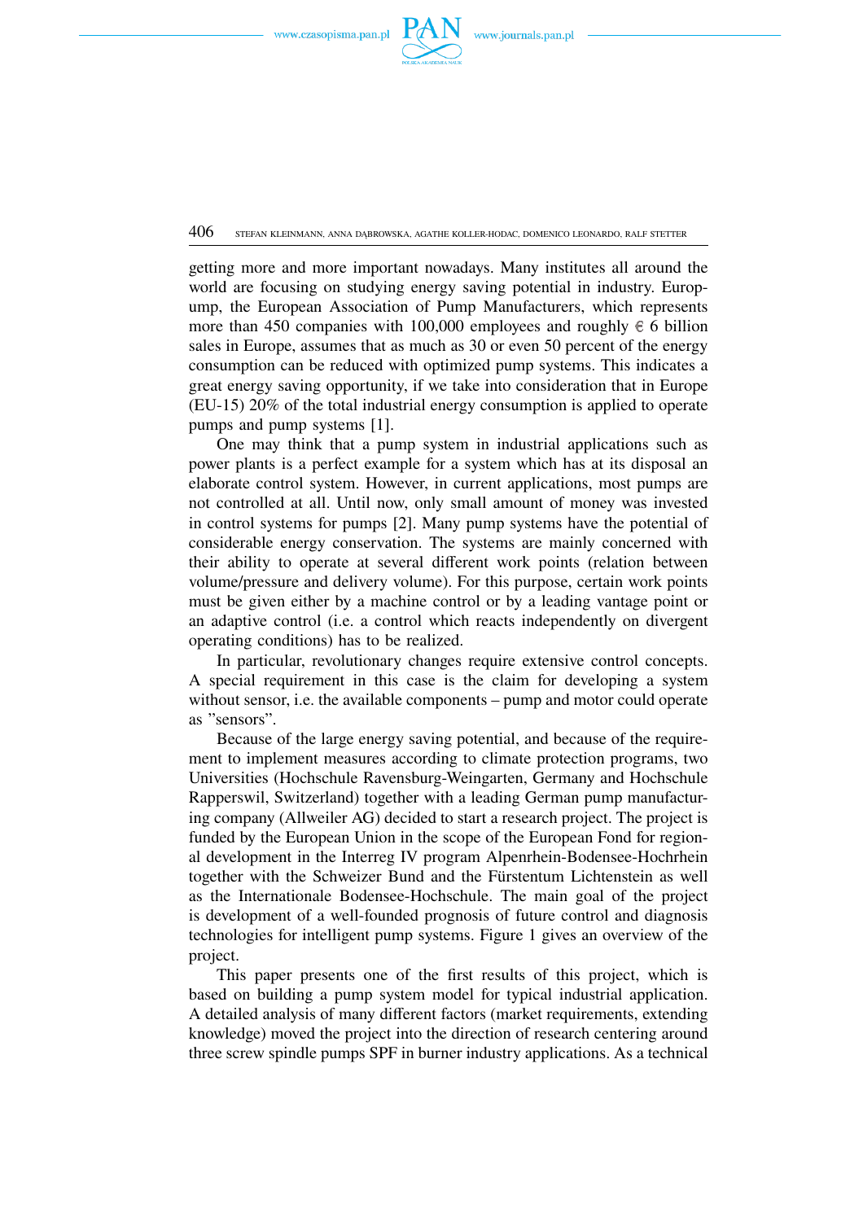getting more and more important nowadays. Many institutes all around the world are focusing on studying energy saving potential in industry. Europump, the European Association of Pump Manufacturers, which represents more than 450 companies with 100,000 employees and roughly € 6 billion sales in Europe, assumes that as much as 30 or even 50 percent of the energy consumption can be reduced with optimized pump systems. This indicates a great energy saving opportunity, if we take into consideration that in Europe (EU-15) 20% of the total industrial energy consumption is applied to operate pumps and pump systems [1].

One may think that a pump system in industrial applications such as power plants is a perfect example for a system which has at its disposal an elaborate control system. However, in current applications, most pumps are not controlled at all. Until now, only small amount of money was invested in control systems for pumps [2]. Many pump systems have the potential of considerable energy conservation. The systems are mainly concerned with their ability to operate at several different work points (relation between volume/pressure and delivery volume). For this purpose, certain work points must be given either by a machine control or by a leading vantage point or an adaptive control (i.e. a control which reacts independently on divergent operating conditions) has to be realized.

In particular, revolutionary changes require extensive control concepts. A special requirement in this case is the claim for developing a system without sensor, i.e. the available components – pump and motor could operate as "sensors".

Because of the large energy saving potential, and because of the requirement to implement measures according to climate protection programs, two Universities (Hochschule Ravensburg-Weingarten, Germany and Hochschule Rapperswil, Switzerland) together with a leading German pump manufacturing company (Allweiler AG) decided to start a research project. The project is funded by the European Union in the scope of the European Fond for regional development in the Interreg IV program Alpenrhein-Bodensee-Hochrhein together with the Schweizer Bund and the Fürstentum Lichtenstein as well as the Internationale Bodensee-Hochschule. The main goal of the project is development of a well-founded prognosis of future control and diagnosis technologies for intelligent pump systems. Figure 1 gives an overview of the project.

This paper presents one of the first results of this project, which is based on building a pump system model for typical industrial application. A detailed analysis of many different factors (market requirements, extending knowledge) moved the project into the direction of research centering around three screw spindle pumps SPF in burner industry applications. As a technical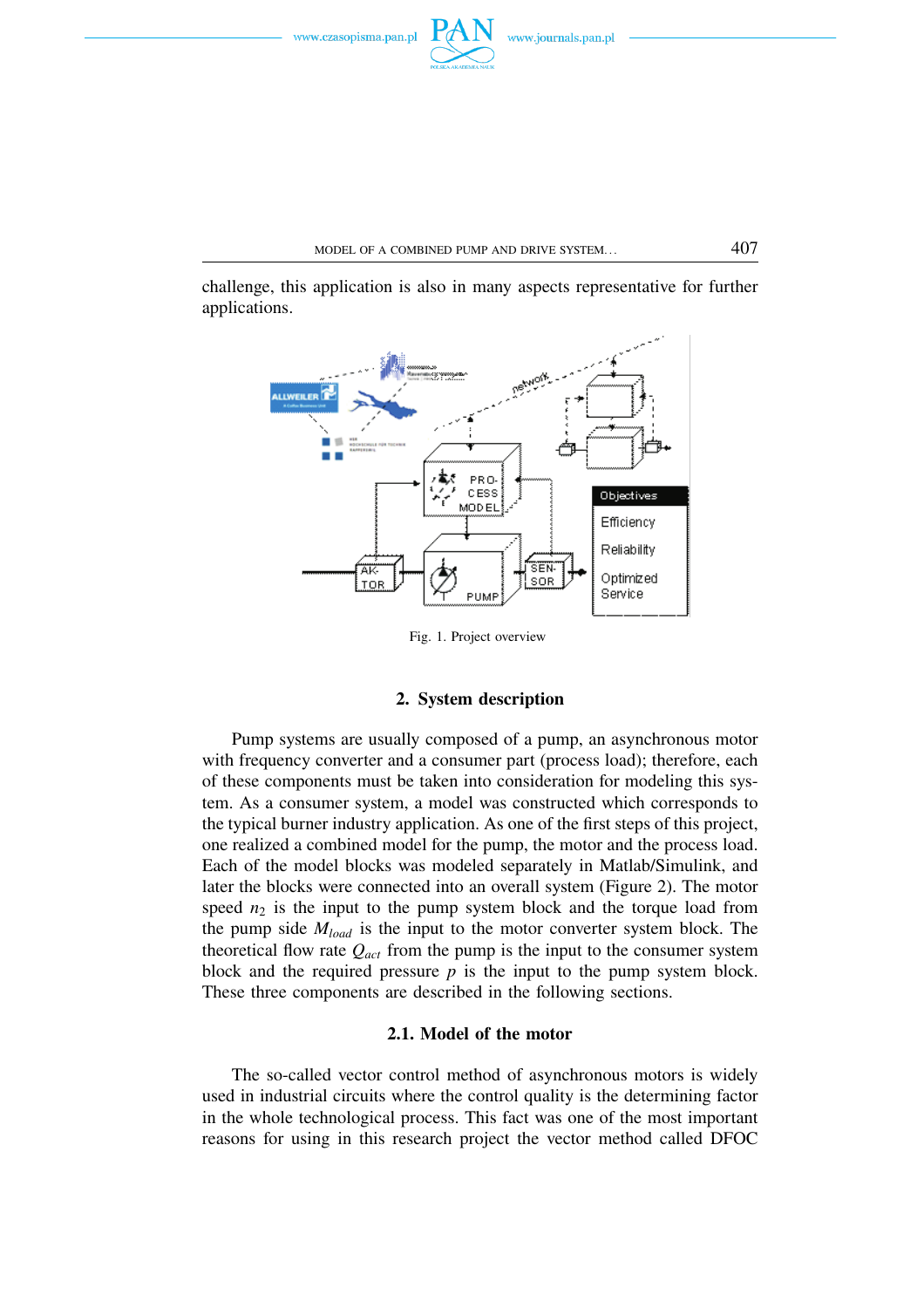challenge, this application is also in many aspects representative for further applications.

Fig. 1. Project overview

## 2. System description

Pump systems are usually composed of a pump, an asynchronous motor with frequency converter and a consumer part (process load); therefore, each of these components must be taken into consideration for modeling this system. As a consumer system, a model was constructed which corresponds to the typical burner industry application. As one of the first steps of this project, one realized a combined model for the pump, the motor and the process load. Each of the model blocks was modeled separately in Matlab/Simulink, and later the blocks were connected into an overall system (Figure 2). The motor speed $n_2$ is the input to the pump system block and the torque load from the pump side $M_{load}$ is the input to the motor converter system block. The theoretical flow rate $Q_{act}$ from the pump is the input to the consumer system block and the required pressure $p$ is the input to the pump system block. These three components are described in the following sections.

### 2.1. Model of the motor

The so-called vector control method of asynchronous motors is widely used in industrial circuits where the control quality is the determining factor in the whole technological process. This fact was one of the most important reasons for using in this research project the vector method called DFOC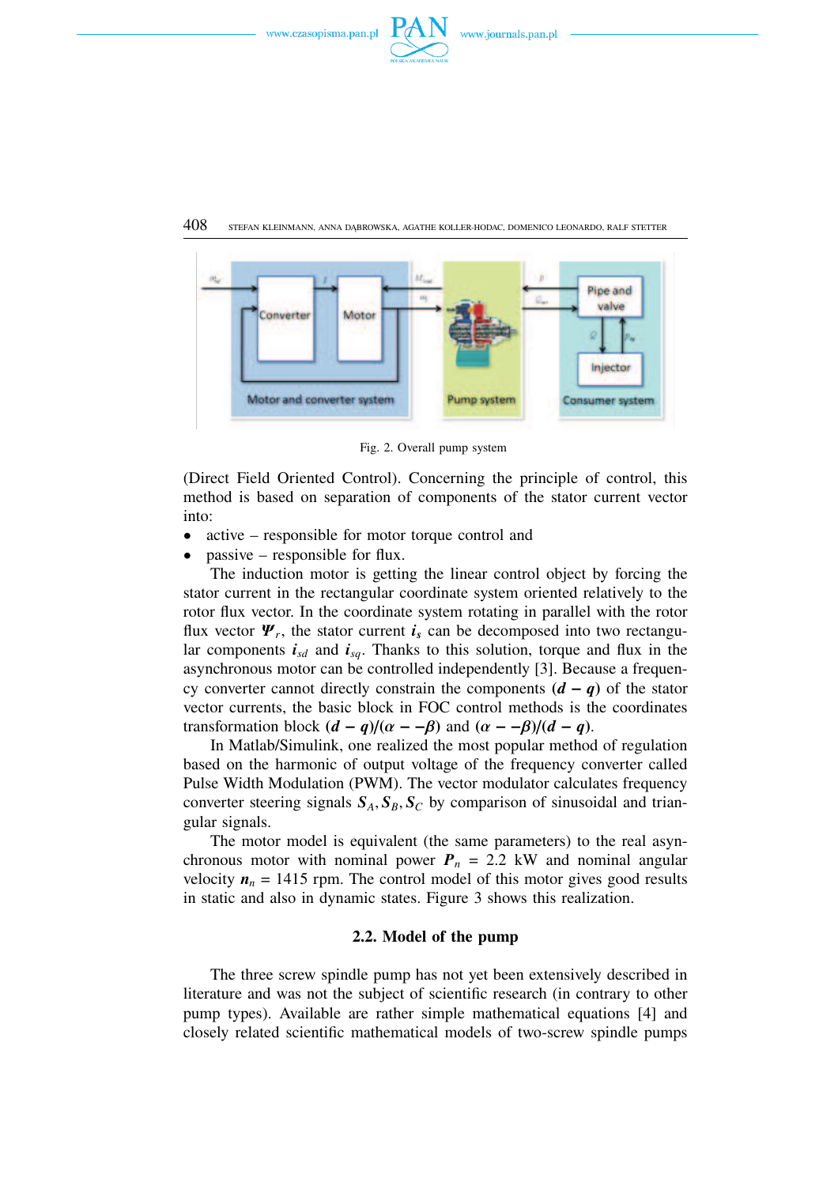Fig. 2. Overall pump system

(Direct Field Oriented Control). Concerning the principle of control, this method is based on separation of components of the stator current vector into:

- active – responsible for motor torque control and
- passive – responsible for flux.

The induction motor is getting the linear control object by forcing the stator current in the rectangular coordinate system oriented relatively to the rotor flux vector. In the coordinate system rotating in parallel with the rotor flux vector $\boldsymbol{\Psi}_r$, the stator current $\boldsymbol{i}_s$ can be decomposed into two rectangular components $\boldsymbol{i}_{sd}$ and $\boldsymbol{i}_{sq}$. Thanks to this solution, torque and flux in the asynchronous motor can be controlled independently [3]. Because a frequency converter cannot directly constrain the components $(\boldsymbol{d}-\boldsymbol{q})$ of the stator vector currents, the basic block in FOC control methods is the coordinates transformation block $(\boldsymbol{d}-\boldsymbol{q})/(\alpha--\beta)$ and $(\alpha--\beta)/(\boldsymbol{d}-\boldsymbol{q})$.

In Matlab/Simulink, one realized the most popular method of regulation based on the harmonic of output voltage of the frequency converter called Pulse Width Modulation (PWM). The vector modulator calculates frequency converter steering signals $\boldsymbol{S}_A, \boldsymbol{S}_B, \boldsymbol{S}_C$ by comparison of sinusoidal and triangular signals.

The motor model is equivalent (the same parameters) to the real asynchronous motor with nominal power $\boldsymbol{P}_n$ = 2.2 kW and nominal angular velocity $\boldsymbol{n}_n$ = 1415 rpm. The control model of this motor gives good results in static and also in dynamic states. Figure 3 shows this realization.

### 2.2. Model of the pump

The three screw spindle pump has not yet been extensively described in literature and was not the subject of scientific research (in contrary to other pump types). Available are rather simple mathematical equations [4] and closely related scientific mathematical models of two-screw spindle pumps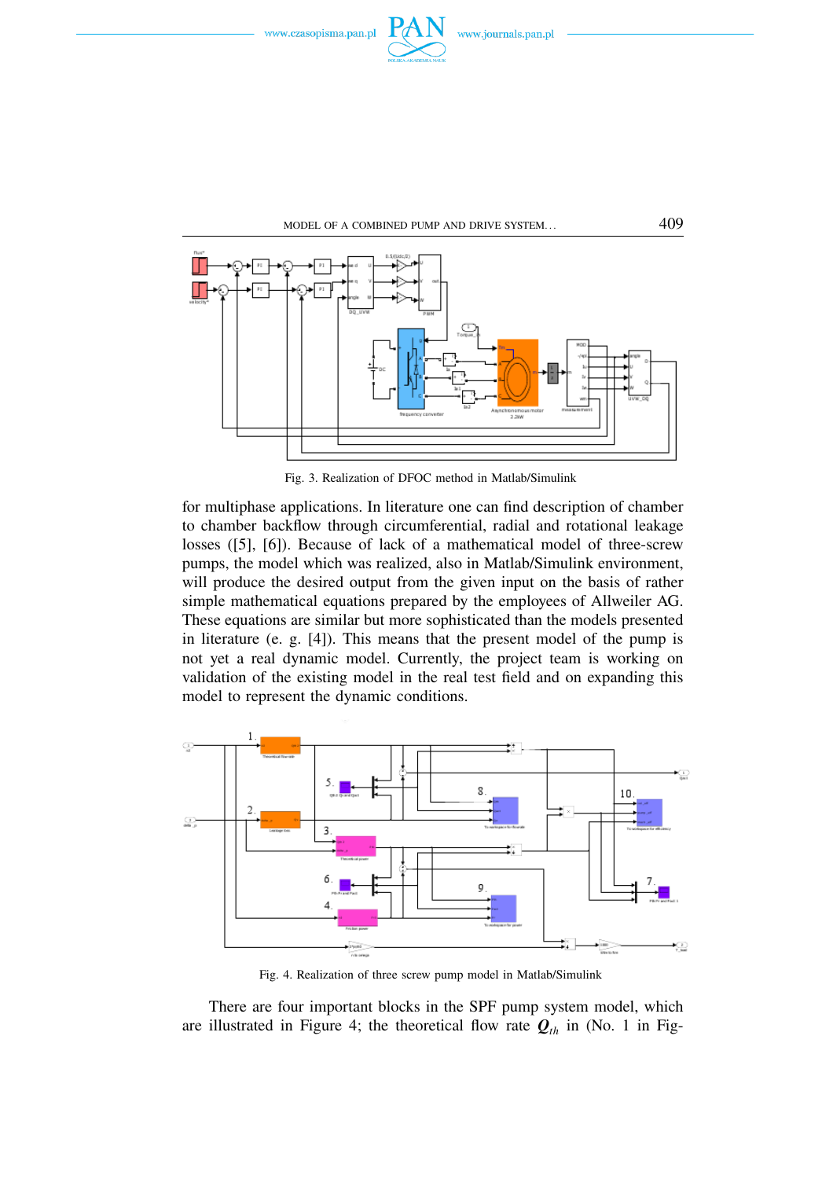Fig. 3. Realization of DFOC method in Matlab/Simulink

for multiphase applications. In literature one can find description of chamber to chamber backflow through circumferential, radial and rotational leakage losses ([5], [6]). Because of lack of a mathematical model of three-screw pumps, the model which was realized, also in Matlab/Simulink environment, will produce the desired output from the given input on the basis of rather simple mathematical equations prepared by the employees of Allweiler AG. These equations are similar but more sophisticated than the models presented in literature (e. g. [4]). This means that the present model of the pump is not yet a real dynamic model. Currently, the project team is working on validation of the existing model in the real test field and on expanding this model to represent the dynamic conditions.

Fig. 4. Realization of three screw pump model in Matlab/Simulink

There are four important blocks in the SPF pump system model, which are illustrated in Figure 4; the theoretical flow rate $\boldsymbol{Q}_{th}$ in (No. 1 in Fig-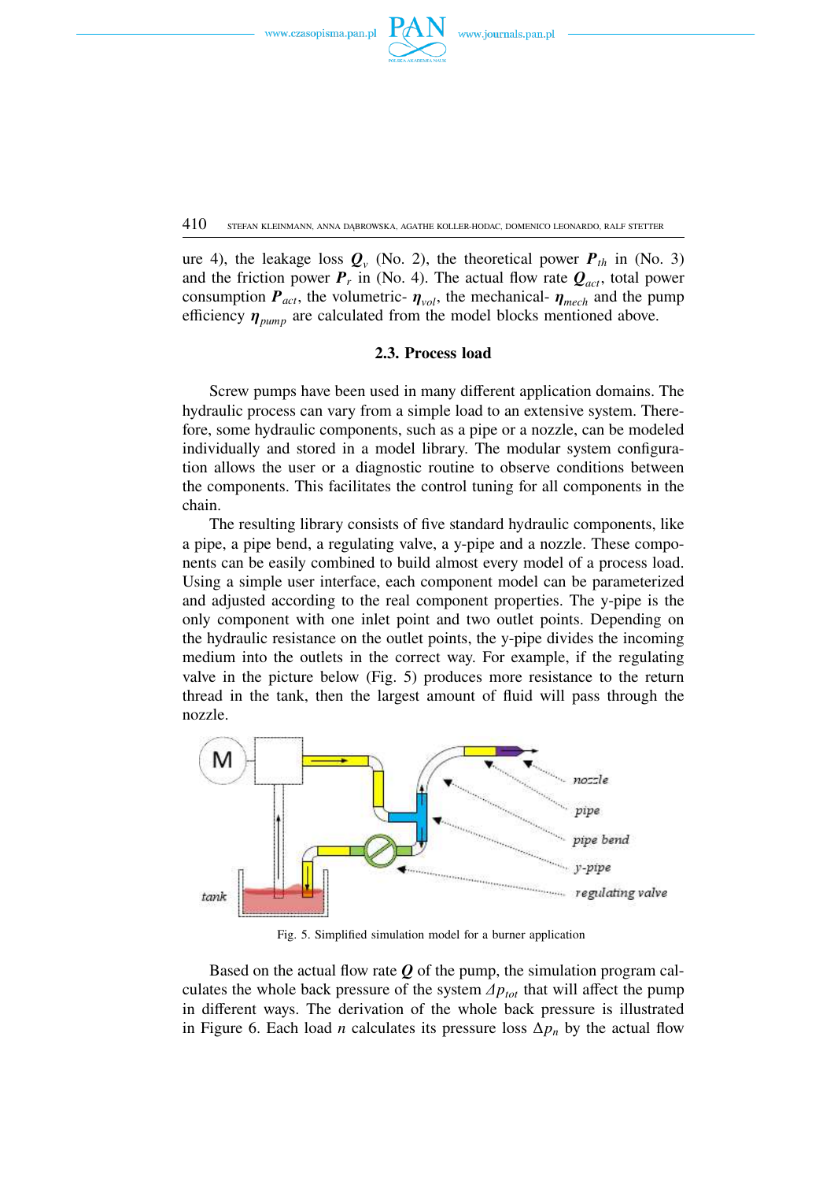ure 4), the leakage loss $\boldsymbol{Q}_v$ (No. 2), the theoretical power $\boldsymbol{P}_{th}$ in (No. 3) and the friction power $\boldsymbol{P}_r$ in (No. 4). The actual flow rate $\boldsymbol{Q}_{act}$, total power consumption $\boldsymbol{P}_{act}$, the volumetric- $\boldsymbol{\eta}_{vol}$, the mechanical- $\boldsymbol{\eta}_{mech}$ and the pump efficiency $\boldsymbol{\eta}_{pump}$ are calculated from the model blocks mentioned above.

## 2.3. Process load

Screw pumps have been used in many different application domains. The hydraulic process can vary from a simple load to an extensive system. Therefore, some hydraulic components, such as a pipe or a nozzle, can be modeled individually and stored in a model library. The modular system configuration allows the user or a diagnostic routine to observe conditions between the components. This facilitates the control tuning for all components in the chain.

The resulting library consists of five standard hydraulic components, like a pipe, a pipe bend, a regulating valve, a y-pipe and a nozzle. These components can be easily combined to build almost every model of a process load. Using a simple user interface, each component model can be parameterized and adjusted according to the real component properties. The y-pipe is the only component with one inlet point and two outlet points. Depending on the hydraulic resistance on the outlet points, the y-pipe divides the incoming medium into the outlets in the correct way. For example, if the regulating valve in the picture below (Fig. 5) produces more resistance to the return thread in the tank, then the largest amount of fluid will pass through the nozzle.

Fig. 5. Simplified simulation model for a burner application

Based on the actual flow rate $\boldsymbol{Q}$ of the pump, the simulation program calculates the whole back pressure of the system $\Delta p_{tot}$ that will affect the pump in different ways. The derivation of the whole back pressure is illustrated in Figure 6. Each load $n$ calculates its pressure loss $\Delta p_n$ by the actual flow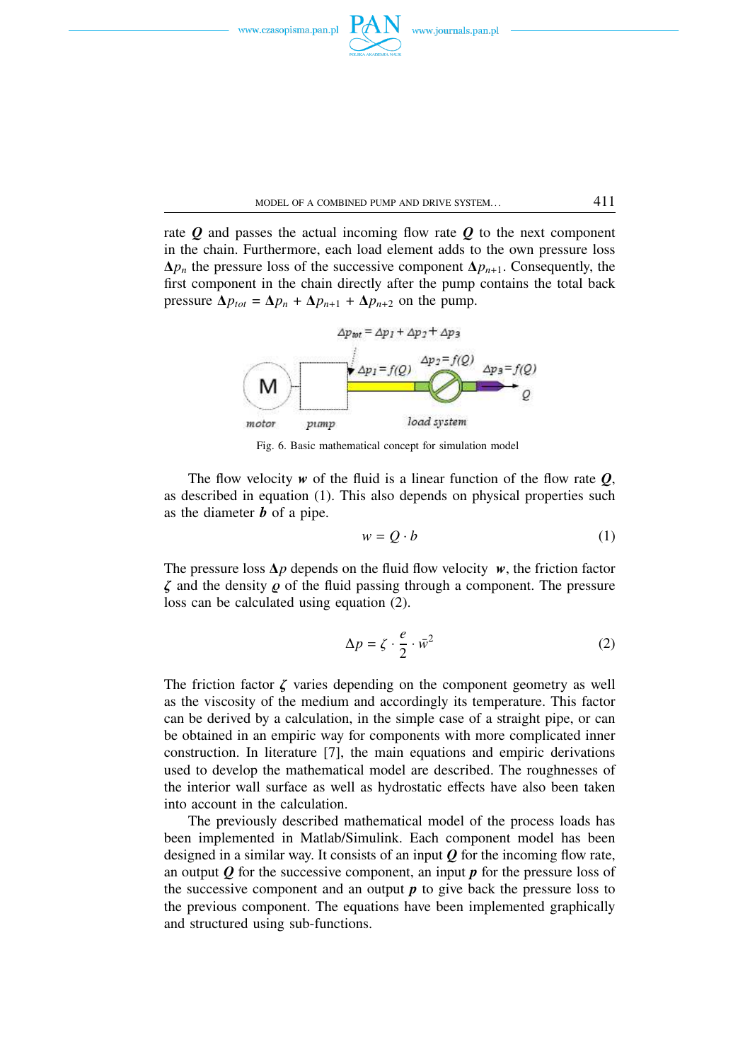rate $\boldsymbol{Q}$ and passes the actual incoming flow rate $\boldsymbol{Q}$ to the next component in the chain. Furthermore, each load element adds to the own pressure loss $\Delta p_n$ the pressure loss of the successive component $\Delta p_{n+1}$. Consequently, the first component in the chain directly after the pump contains the total back pressure $\Delta p_{tot} = \Delta p_n + \Delta p_{n+1} + \Delta p_{n+2}$ on the pump.

Fig. 6. Basic mathematical concept for simulation model

The flow velocity $\boldsymbol{w}$ of the fluid is a linear function of the flow rate $\boldsymbol{Q}$, as described in equation (1). This also depends on physical properties such as the diameter $\boldsymbol{b}$ of a pipe.

$$w = Q \cdot b \tag{1}$$

The pressure loss $\Delta p$ depends on the fluid flow velocity $\boldsymbol{w}$, the friction factor $\zeta$ and the density $\varrho$ of the fluid passing through a component. The pressure loss can be calculated using equation (2).

$$\Delta p = \zeta \cdot \frac{e}{2} \cdot \bar{w}^2 \tag{2}$$

The friction factor $\zeta$ varies depending on the component geometry as well as the viscosity of the medium and accordingly its temperature. This factor can be derived by a calculation, in the simple case of a straight pipe, or can be obtained in an empiric way for components with more complicated inner construction. In literature [7], the main equations and empiric derivations used to develop the mathematical model are described. The roughnesses of the interior wall surface as well as hydrostatic effects have also been taken into account in the calculation.

The previously described mathematical model of the process loads has been implemented in Matlab/Simulink. Each component model has been designed in a similar way. It consists of an input $\boldsymbol{Q}$ for the incoming flow rate, an output $\boldsymbol{Q}$ for the successive component, an input $\boldsymbol{p}$ for the pressure loss of the successive component and an output $\boldsymbol{p}$ to give back the pressure loss to the previous component. The equations have been implemented graphically and structured using sub-functions.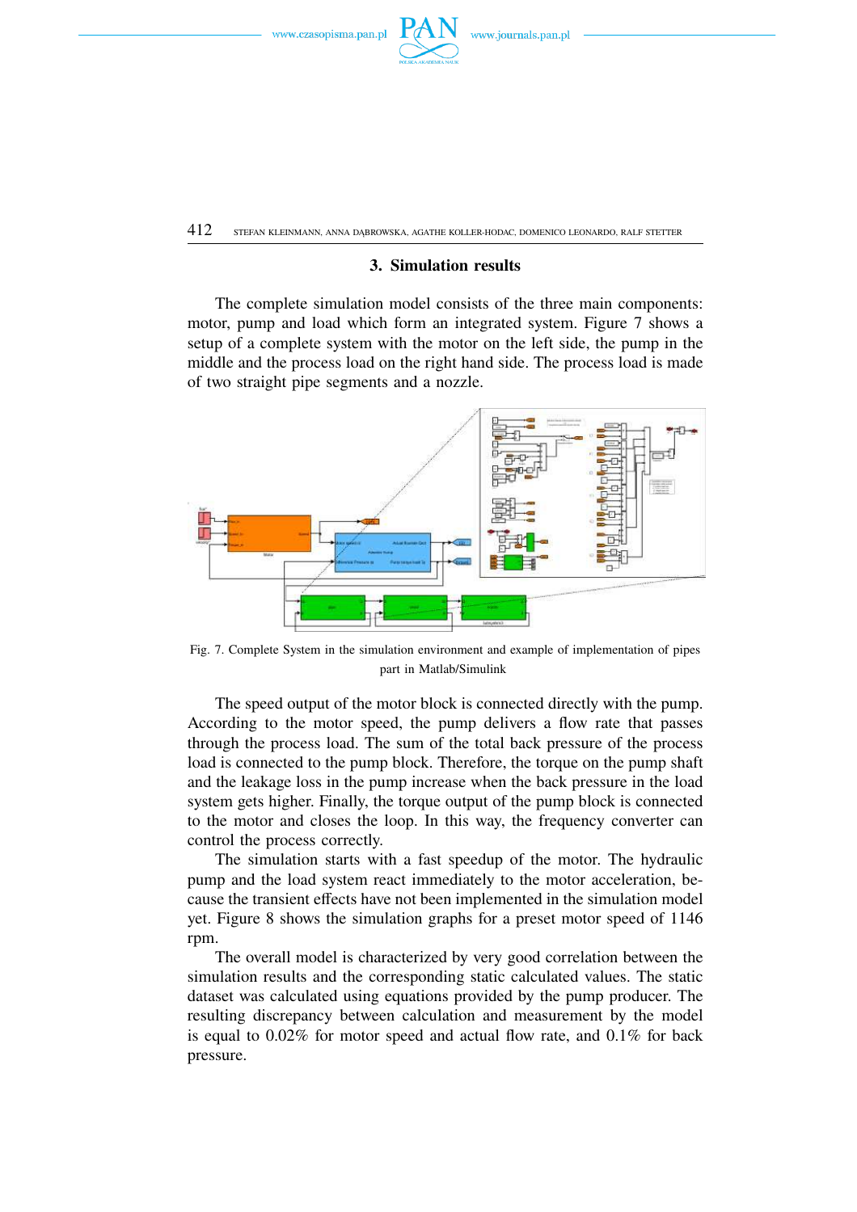## 3. Simulation results

The complete simulation model consists of the three main components: motor, pump and load which form an integrated system. Figure 7 shows a setup of a complete system with the motor on the left side, the pump in the middle and the process load on the right hand side. The process load is made of two straight pipe segments and a nozzle.

Fig. 7. Complete System in the simulation environment and example of implementation of pipes part in Matlab/Simulink

The speed output of the motor block is connected directly with the pump. According to the motor speed, the pump delivers a flow rate that passes through the process load. The sum of the total back pressure of the process load is connected to the pump block. Therefore, the torque on the pump shaft and the leakage loss in the pump increase when the back pressure in the load system gets higher. Finally, the torque output of the pump block is connected to the motor and closes the loop. In this way, the frequency converter can control the process correctly.

The simulation starts with a fast speedup of the motor. The hydraulic pump and the load system react immediately to the motor acceleration, because the transient effects have not been implemented in the simulation model yet. Figure 8 shows the simulation graphs for a preset motor speed of 1146 rpm.

The overall model is characterized by very good correlation between the simulation results and the corresponding static calculated values. The static dataset was calculated using equations provided by the pump producer. The resulting discrepancy between calculation and measurement by the model is equal to 0.02% for motor speed and actual flow rate, and 0.1% for back pressure.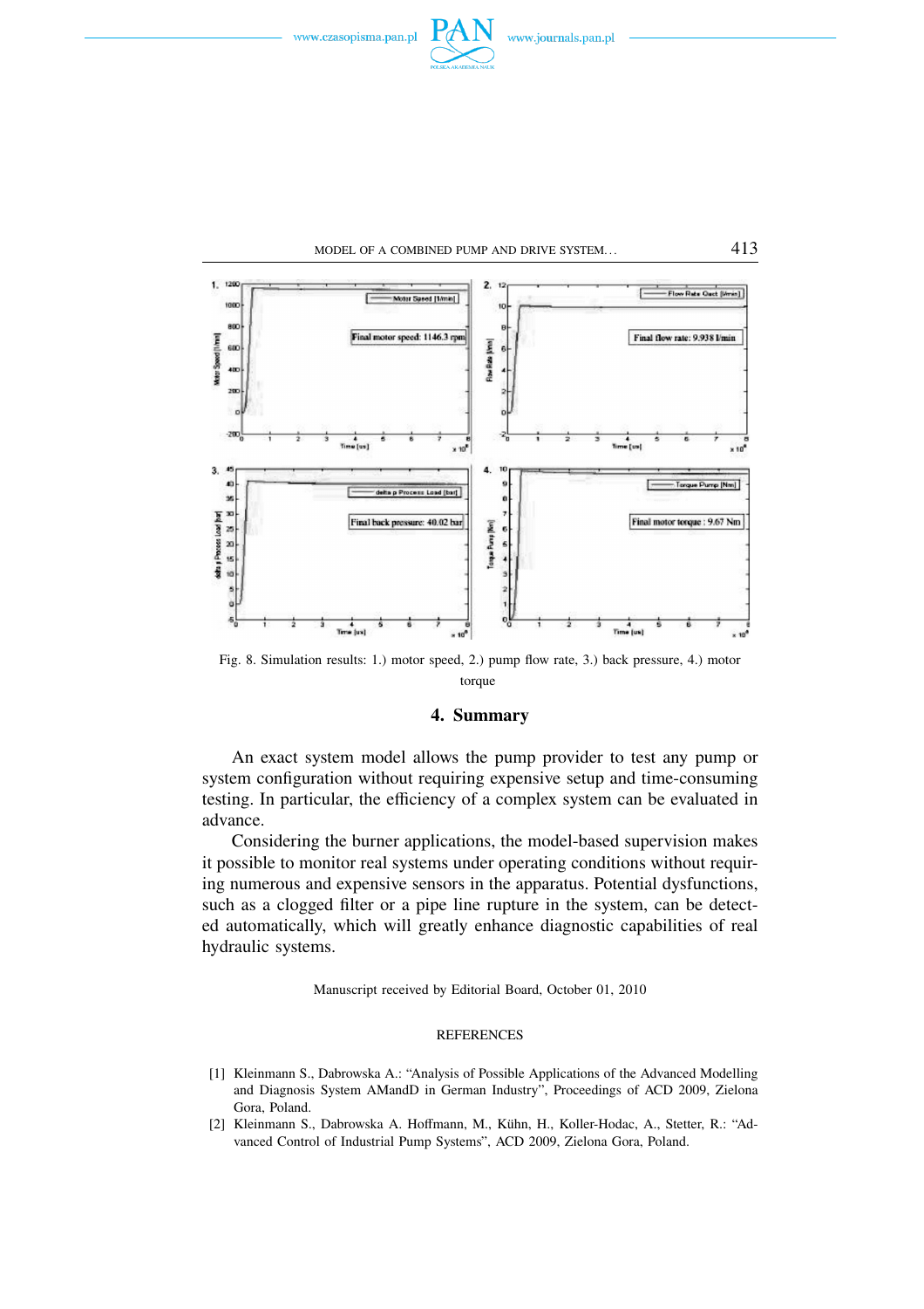Fig. 8. Simulation results: 1.) motor speed, 2.) pump flow rate, 3.) back pressure, 4.) motor torque

## 4. Summary

An exact system model allows the pump provider to test any pump or system configuration without requiring expensive setup and time-consuming testing. In particular, the efficiency of a complex system can be evaluated in advance.

Considering the burner applications, the model-based supervision makes it possible to monitor real systems under operating conditions without requiring numerous and expensive sensors in the apparatus. Potential dysfunctions, such as a clogged filter or a pipe line rupture in the system, can be detected automatically, which will greatly enhance diagnostic capabilities of real hydraulic systems.

Manuscript received by Editorial Board, October 01, 2010

REFERENCES

[1] Kleinmann S., Dabrowska A.: "Analysis of Possible Applications of the Advanced Modelling and Diagnosis System AMandD in German Industry", Proceedings of ACD 2009, Zielona Gora, Poland.

[2] Kleinmann S., Dabrowska A. Hoffmann, M., Kühn, H., Koller-Hodac, A., Stetter, R.: "Advanced Control of Industrial Pump Systems", ACD 2009, Zielona Gora, Poland.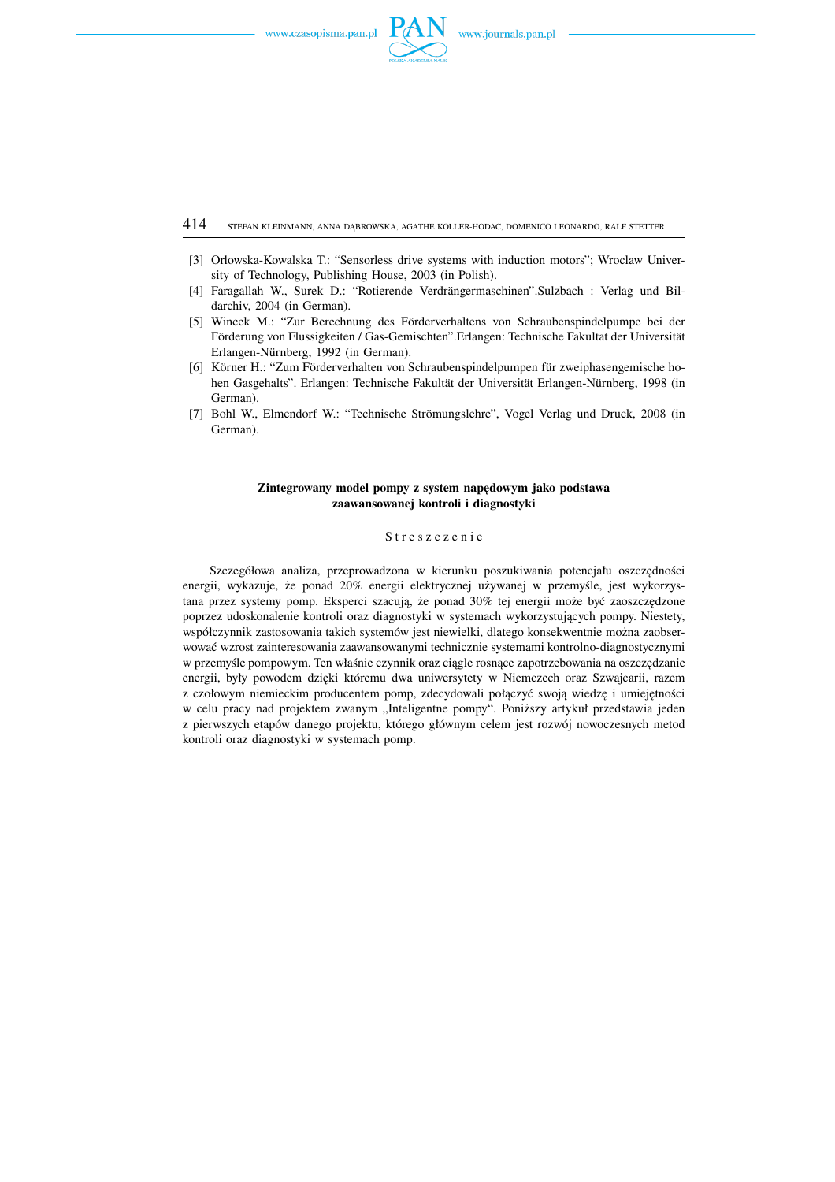[3] Orlowska-Kowalska T.: "Sensorless drive systems with induction motors"; Wroclaw University of Technology, Publishing House, 2003 (in Polish).

[4] Faragallah W., Surek D.: "Rotierende Verdrängermaschinen".Sulzbach : Verlag und Bildarchiv, 2004 (in German).

[5] Wincek M.: "Zur Berechnung des Förderverhaltens von Schraubenspindelpumpe bei der Förderung von Flussigkeiten / Gas-Gemischten".Erlangen: Technische Fakultat der Universität Erlangen-Nürnberg, 1992 (in German).

[6] Körner H.: "Zum Förderverhalten von Schraubenspindelpumpen für zweiphasengemische hohen Gasgehalts". Erlangen: Technische Fakultät der Universität Erlangen-Nürnberg, 1998 (in German).

[7] Bohl W., Elmendorf W.: "Technische Strömungslehre", Vogel Verlag und Druck, 2008 (in German).

**Zintegrowany model pompy z system napędowym jako podstawa zaawansowanej kontroli i diagnostyki**

S t r e s z c z e n i e

Szczegółowa analiza, przeprowadzona w kierunku poszukiwania potencjału oszczędności energii, wykazuje, że ponad 20% energii elektrycznej używanej w przemyśle, jest wykorzystana przez systemy pomp. Eksperci szacują, że ponad 30% tej energii może być zaoszczędzone poprzez udoskonalenie kontroli oraz diagnostyki w systemach wykorzystujących pompy. Niestety, współczynnik zastosowania takich systemów jest niewielki, dlatego konsekwentnie można zaobserwować wzrost zainteresowania zaawansowanymi technicznie systemami kontrolno-diagnostycznymi w przemyśle pompowym. Ten właśnie czynnik oraz ciągle rosnące zapotrzebowania na oszczędzanie energii, były powodem dzięki któremu dwa uniwersytety w Niemczech oraz Szwajcarii, razem z czołowym niemieckim producentem pomp, zdecydowali połączyć swoją wiedzę i umiejętności w celu pracy nad projektem zwanym „Inteligentne pompy". Poniższy artykuł przedstawia jeden z pierwszych etapów danego projektu, którego głównym celem jest rozwój nowoczesnych metod kontroli oraz diagnostyki w systemach pomp.